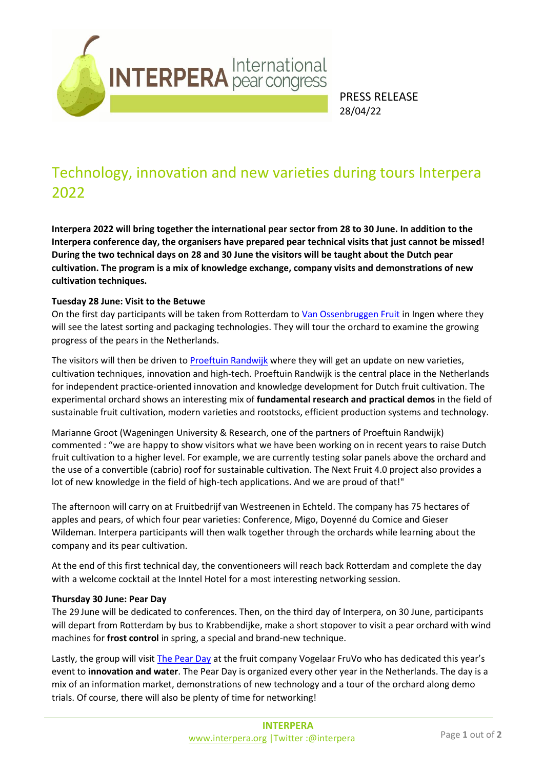INTERPERA International pear congress

PRESS RELEASE
28/04/22

# Technology, innovation and new varieties during tours Interpera 2022

**Interpera 2022 will bring together the international pear sector from 28 to 30 June. In addition to the Interpera conference day, the organisers have prepared pear technical visits that just cannot be missed! During the two technical days on 28 and 30 June the visitors will be taught about the Dutch pear cultivation. The program is a mix of knowledge exchange, company visits and demonstrations of new cultivation techniques.**

**Tuesday 28 June: Visit to the Betuwe**

On the first day participants will be taken from Rotterdam to Van Ossenbruggen Fruit in Ingen where they will see the latest sorting and packaging technologies. They will tour the orchard to examine the growing progress of the pears in the Netherlands.

The visitors will then be driven to Proeftuin Randwijk where they will get an update on new varieties, cultivation techniques, innovation and high-tech. Proeftuin Randwijk is the central place in the Netherlands for independent practice-oriented innovation and knowledge development for Dutch fruit cultivation. The experimental orchard shows an interesting mix of **fundamental research and practical demos** in the field of sustainable fruit cultivation, modern varieties and rootstocks, efficient production systems and technology.

Marianne Groot (Wageningen University & Research, one of the partners of Proeftuin Randwijk) commented : "we are happy to show visitors what we have been working on in recent years to raise Dutch fruit cultivation to a higher level. For example, we are currently testing solar panels above the orchard and the use of a convertible (cabrio) roof for sustainable cultivation. The Next Fruit 4.0 project also provides a lot of new knowledge in the field of high-tech applications. And we are proud of that!"

The afternoon will carry on at Fruitbedrijf van Westreenen in Echteld. The company has 75 hectares of apples and pears, of which four pear varieties: Conference, Migo, Doyenné du Comice and Gieser Wildeman. Interpera participants will then walk together through the orchards while learning about the company and its pear cultivation.

At the end of this first technical day, the conventioneers will reach back Rotterdam and complete the day with a welcome cocktail at the Inntel Hotel for a most interesting networking session.

**Thursday 30 June: Pear Day**

The 29 June will be dedicated to conferences. Then, on the third day of Interpera, on 30 June, participants will depart from Rotterdam by bus to Krabbendijke, make a short stopover to visit a pear orchard with wind machines for **frost control** in spring, a special and brand-new technique.

Lastly, the group will visit The Pear Day at the fruit company Vogelaar FruVo who has dedicated this year's event to **innovation and water**. The Pear Day is organized every other year in the Netherlands. The day is a mix of an information market, demonstrations of new technology and a tour of the orchard along demo trials. Of course, there will also be plenty of time for networking!

**INTERPERA**
www.interpera.org |Twitter :@interpera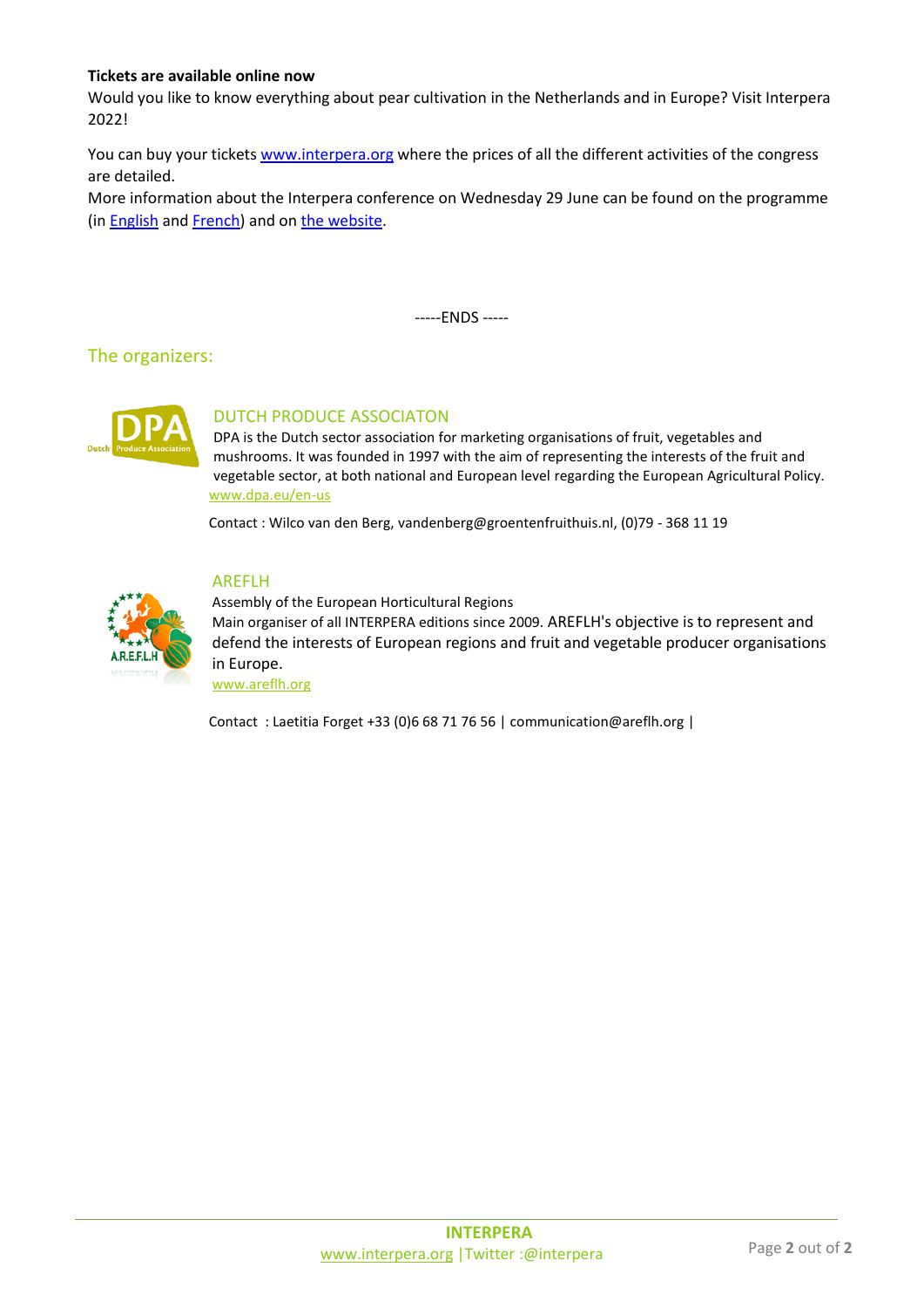**Tickets are available online now**

Would you like to know everything about pear cultivation in the Netherlands and in Europe? Visit Interpera 2022!

You can buy your tickets www.interpera.org where the prices of all the different activities of the congress are detailed.

More information about the Interpera conference on Wednesday 29 June can be found on the programme (in English and French) and on the website.

-----ENDS -----

## The organizers:

### DUTCH PRODUCE ASSOCIATON

DPA is the Dutch sector association for marketing organisations of fruit, vegetables and mushrooms. It was founded in 1997 with the aim of representing the interests of the fruit and vegetable sector, at both national and European level regarding the European Agricultural Policy.

www.dpa.eu/en-us

Contact : Wilco van den Berg, vandenberg@groentenfruithuis.nl, (0)79 - 368 11 19

### AREFLH

Assembly of the European Horticultural Regions

Main organiser of all INTERPERA editions since 2009. AREFLH's objective is to represent and defend the interests of European regions and fruit and vegetable producer organisations in Europe.

www.areflh.org

Contact : Laetitia Forget +33 (0)6 68 71 76 56 | communication@areflh.org |